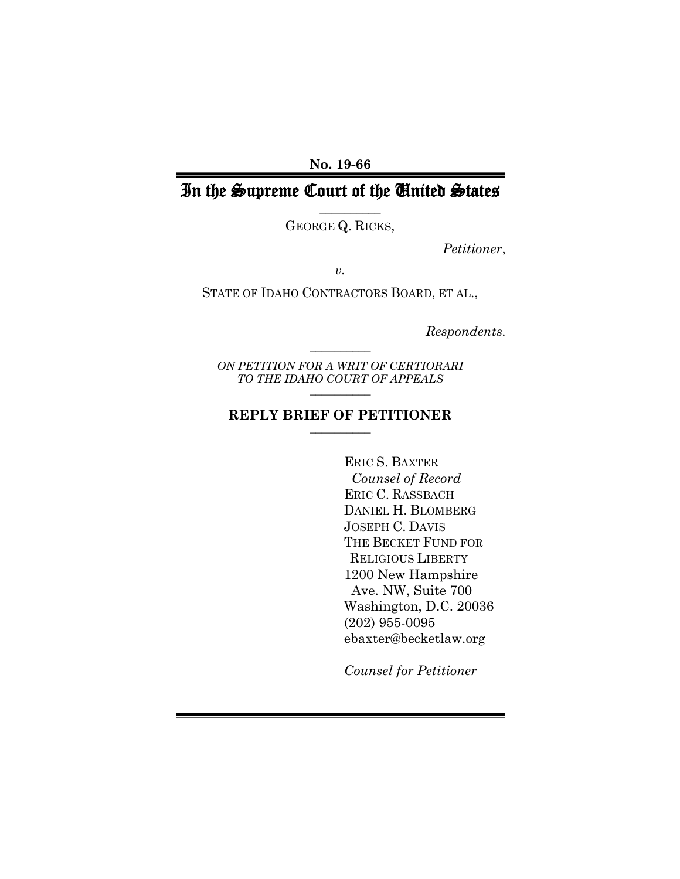**No. 19-66**

# In the Supreme Court of the United States

GEORGE Q. RICKS,

*Petitioner*,

*v.*

STATE OF IDAHO CONTRACTORS BOARD, ET AL.,

*Respondents.*

*ON PETITION FOR A WRIT OF CERTIORARI TO THE IDAHO COURT OF APPEALS*

## REPLY BRIEF OF PETITIONER

ERIC S. BAXTER
*Counsel of Record*
ERIC C. RASSBACH
DANIEL H. BLOMBERG
JOSEPH C. DAVIS
THE BECKET FUND FOR RELIGIOUS LIBERTY
1200 New Hampshire Ave. NW, Suite 700
Washington, D.C. 20036
(202) 955-0095
ebaxter@becketlaw.org

*Counsel for Petitioner*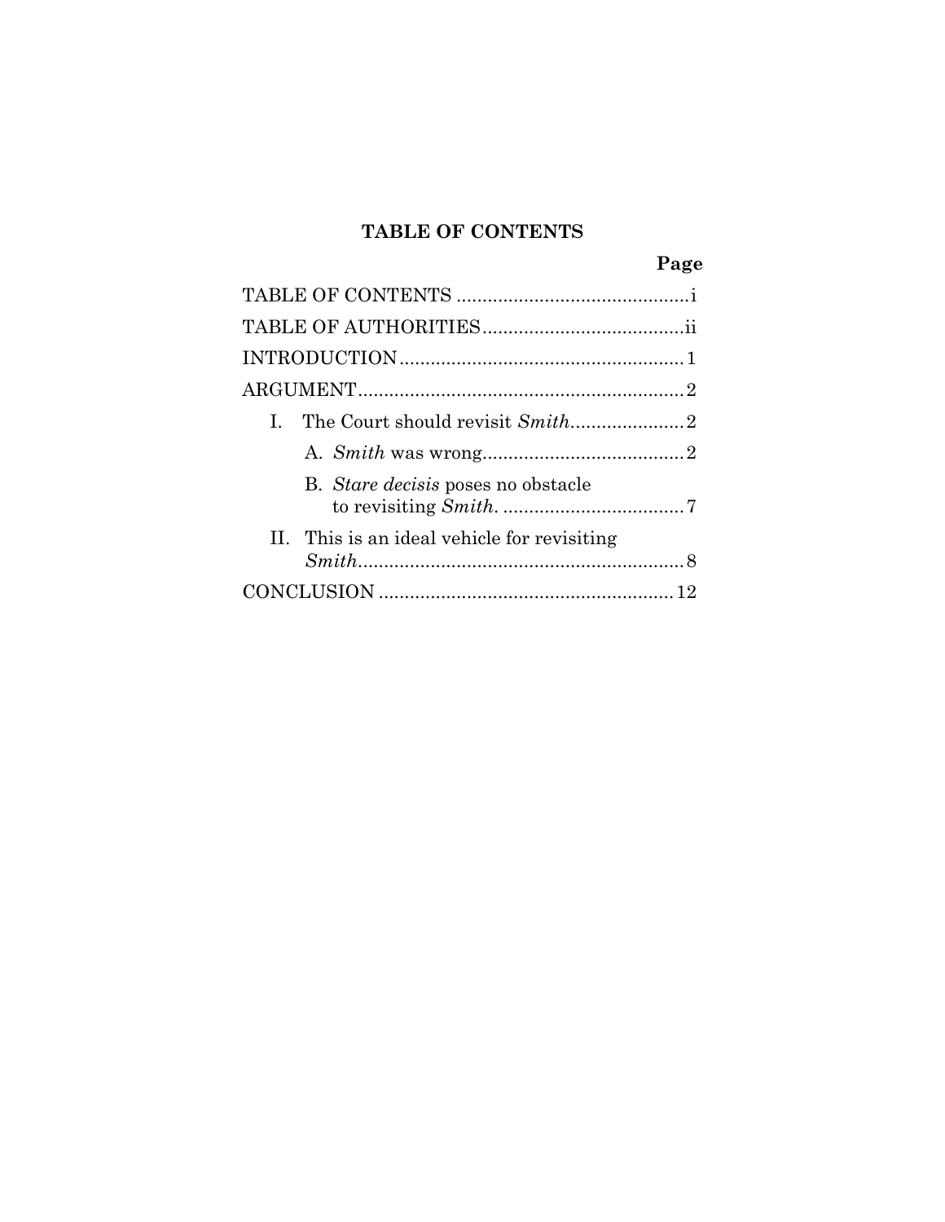## TABLE OF CONTENTS

| | Page |
|---|---|
| TABLE OF CONTENTS | i |
| TABLE OF AUTHORITIES | ii |
| INTRODUCTION | 1 |
| ARGUMENT | 2 |
| I. The Court should revisit *Smith* | 2 |
| A. *Smith* was wrong | 2 |
| B. *Stare decisis* poses no obstacle to revisiting *Smith*. | 7 |
| II. This is an ideal vehicle for revisiting *Smith* | 8 |
| CONCLUSION | 12 |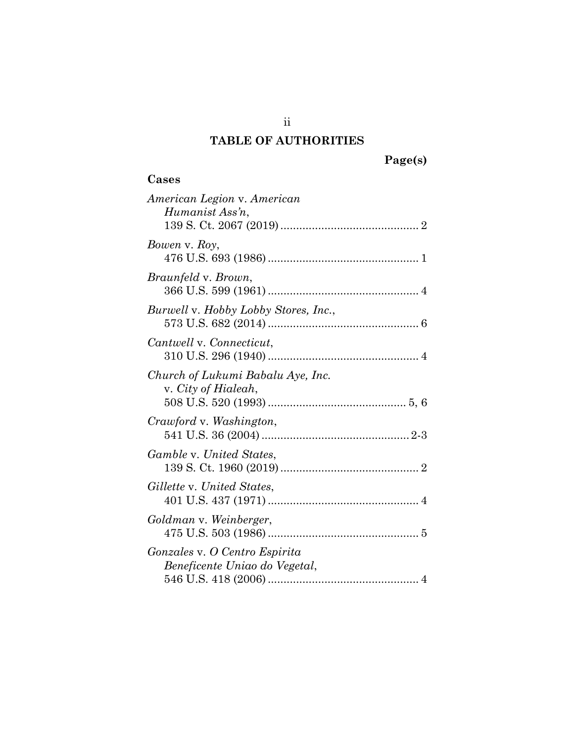## TABLE OF AUTHORITIES

**Page(s)**

### Cases

*American Legion* v. *American Humanist Ass'n*, 139 S. Ct. 2067 (2019) ............ 2

*Bowen* v. *Roy*, 476 U.S. 693 (1986) ............ 1

*Braunfeld* v. *Brown*, 366 U.S. 599 (1961) ............ 4

*Burwell* v. *Hobby Lobby Stores, Inc.*, 573 U.S. 682 (2014) ............ 6

*Cantwell* v. *Connecticut*, 310 U.S. 296 (1940) ............ 4

*Church of Lukumi Babalu Aye, Inc.* v. *City of Hialeah*, 508 U.S. 520 (1993) ............ 5, 6

*Crawford* v. *Washington*, 541 U.S. 36 (2004) ............ 2-3

*Gamble* v. *United States*, 139 S. Ct. 1960 (2019) ............ 2

*Gillette* v. *United States*, 401 U.S. 437 (1971) ............ 4

*Goldman* v. *Weinberger*, 475 U.S. 503 (1986) ............ 5

*Gonzales* v. *O Centro Espirita Beneficente Uniao do Vegetal*, 546 U.S. 418 (2006) ............ 4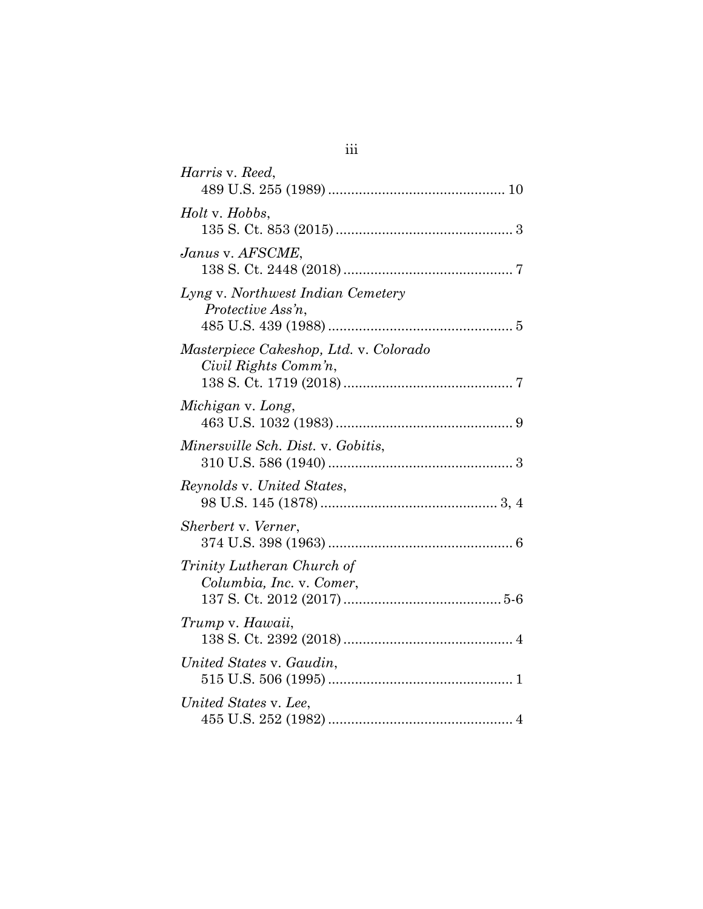*Harris* v. *Reed*,
489 U.S. 255 (1989) ............................................. 10

*Holt* v. *Hobbs*,
135 S. Ct. 853 (2015) ............................................. 3

*Janus* v. *AFSCME*,
138 S. Ct. 2448 (2018) ............................................ 7

*Lyng* v. *Northwest Indian Cemetery Protective Ass'n*,
485 U.S. 439 (1988) ................................................ 5

*Masterpiece Cakeshop, Ltd.* v. *Colorado Civil Rights Comm'n*,
138 S. Ct. 1719 (2018) ............................................ 7

*Michigan* v. *Long*,
463 U.S. 1032 (1983) .............................................. 9

*Minersville Sch. Dist.* v. *Gobitis*,
310 U.S. 586 (1940) ................................................ 3

*Reynolds* v. *United States*,
98 U.S. 145 (1878) .............................................. 3, 4

*Sherbert* v. *Verner*,
374 U.S. 398 (1963) ................................................ 6

*Trinity Lutheran Church of Columbia, Inc.* v. *Comer*,
137 S. Ct. 2012 (2017) ......................................... 5-6

*Trump* v. *Hawaii*,
138 S. Ct. 2392 (2018) ............................................ 4

*United States* v. *Gaudin*,
515 U.S. 506 (1995) ................................................ 1

*United States* v. *Lee*,
455 U.S. 252 (1982) ................................................ 4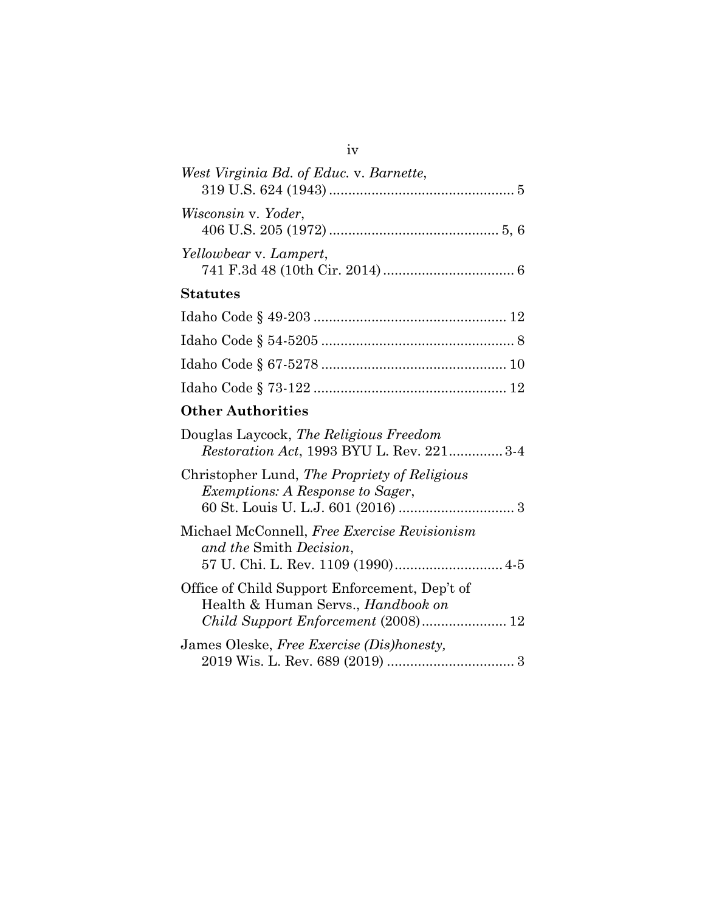*West Virginia Bd. of Educ.* v. *Barnette*,
319 U.S. 624 (1943) ............................................... 5

*Wisconsin* v. *Yoder*,
406 U.S. 205 (1972) ........................................... 5, 6

*Yellowbear* v. *Lampert*,
741 F.3d 48 (10th Cir. 2014) ................................. 6

**Statutes**

Idaho Code § 49-203 ................................................. 12

Idaho Code § 54-5205 ................................................. 8

Idaho Code § 67-5278 ............................................... 10

Idaho Code § 73-122 ................................................. 12

**Other Authorities**

Douglas Laycock, *The Religious Freedom Restoration Act*, 1993 BYU L. Rev. 221 ............. 3-4

Christopher Lund, *The Propriety of Religious Exemptions: A Response to Sager*,
60 St. Louis U. L.J. 601 (2016) ............................. 3

Michael McConnell, *Free Exercise Revisionism and the* Smith *Decision*,
57 U. Chi. L. Rev. 1109 (1990) ........................... 4-5

Office of Child Support Enforcement, Dep't of Health & Human Servs., *Handbook on Child Support Enforcement* (2008) ...................... 12

James Oleske, *Free Exercise (Dis)honesty,*
2019 Wis. L. Rev. 689 (2019) ................................ 3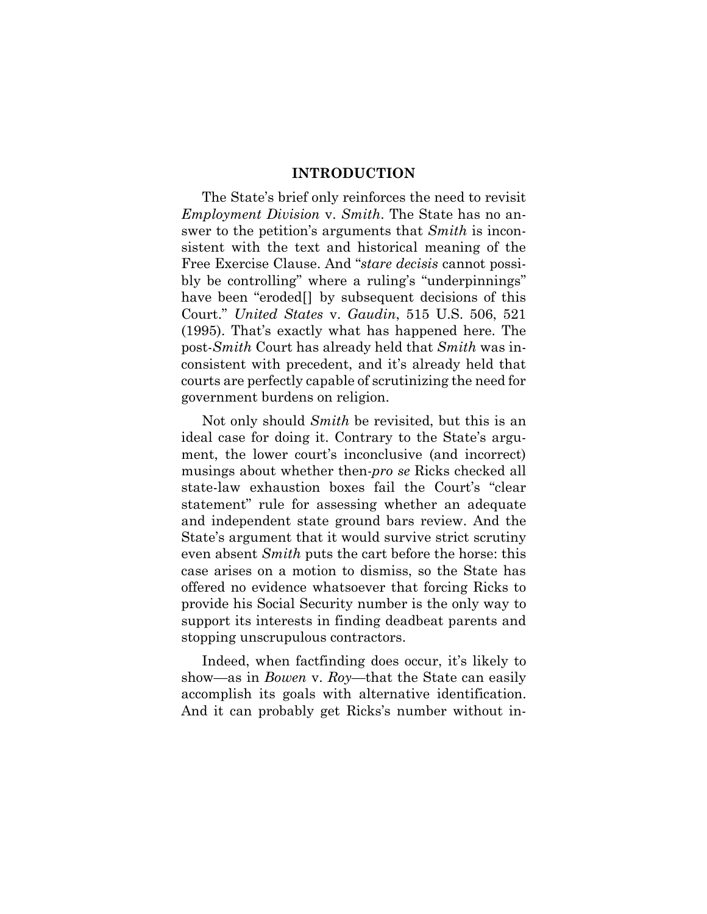## INTRODUCTION

The State's brief only reinforces the need to revisit *Employment Division* v. *Smith*. The State has no answer to the petition's arguments that *Smith* is inconsistent with the text and historical meaning of the Free Exercise Clause. And "*stare decisis* cannot possibly be controlling" where a ruling's "underpinnings" have been "eroded[] by subsequent decisions of this Court." *United States* v. *Gaudin*, 515 U.S. 506, 521 (1995). That's exactly what has happened here. The post-*Smith* Court has already held that *Smith* was inconsistent with precedent, and it's already held that courts are perfectly capable of scrutinizing the need for government burdens on religion.

Not only should *Smith* be revisited, but this is an ideal case for doing it. Contrary to the State's argument, the lower court's inconclusive (and incorrect) musings about whether then-*pro se* Ricks checked all state-law exhaustion boxes fail the Court's "clear statement" rule for assessing whether an adequate and independent state ground bars review. And the State's argument that it would survive strict scrutiny even absent *Smith* puts the cart before the horse: this case arises on a motion to dismiss, so the State has offered no evidence whatsoever that forcing Ricks to provide his Social Security number is the only way to support its interests in finding deadbeat parents and stopping unscrupulous contractors.

Indeed, when factfinding does occur, it's likely to show—as in *Bowen* v. *Roy*—that the State can easily accomplish its goals with alternative identification. And it can probably get Ricks's number without in-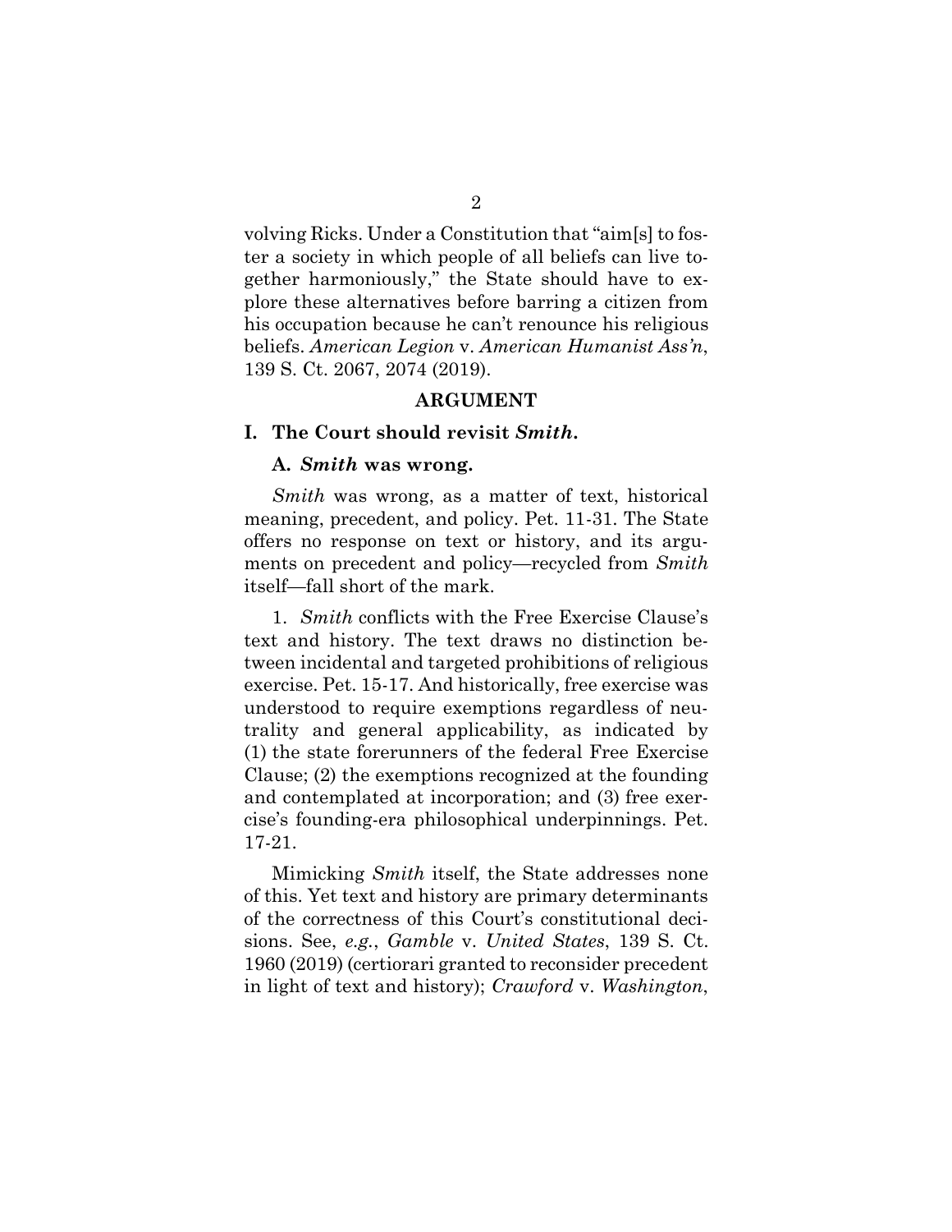volving Ricks. Under a Constitution that "aim[s] to foster a society in which people of all beliefs can live together harmoniously," the State should have to explore these alternatives before barring a citizen from his occupation because he can't renounce his religious beliefs. *American Legion* v. *American Humanist Ass'n*, 139 S. Ct. 2067, 2074 (2019).

## ARGUMENT

### I. The Court should revisit *Smith*.

#### A. *Smith* was wrong.

*Smith* was wrong, as a matter of text, historical meaning, precedent, and policy. Pet. 11-31. The State offers no response on text or history, and its arguments on precedent and policy—recycled from *Smith* itself—fall short of the mark.

1. *Smith* conflicts with the Free Exercise Clause's text and history. The text draws no distinction between incidental and targeted prohibitions of religious exercise. Pet. 15-17. And historically, free exercise was understood to require exemptions regardless of neutrality and general applicability, as indicated by (1) the state forerunners of the federal Free Exercise Clause; (2) the exemptions recognized at the founding and contemplated at incorporation; and (3) free exercise's founding-era philosophical underpinnings. Pet. 17-21.

Mimicking *Smith* itself, the State addresses none of this. Yet text and history are primary determinants of the correctness of this Court's constitutional decisions. See, *e.g.*, *Gamble* v. *United States*, 139 S. Ct. 1960 (2019) (certiorari granted to reconsider precedent in light of text and history); *Crawford* v. *Washington*,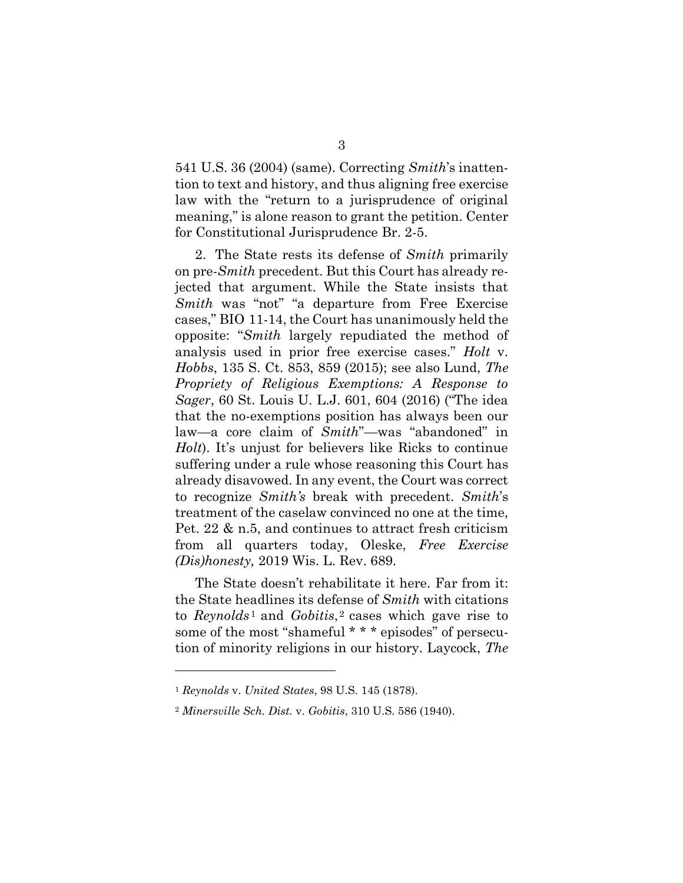541 U.S. 36 (2004) (same). Correcting *Smith*'s inattention to text and history, and thus aligning free exercise law with the "return to a jurisprudence of original meaning," is alone reason to grant the petition. Center for Constitutional Jurisprudence Br. 2-5.

2. The State rests its defense of *Smith* primarily on pre-*Smith* precedent. But this Court has already rejected that argument. While the State insists that *Smith* was "not" "a departure from Free Exercise cases," BIO 11-14, the Court has unanimously held the opposite: "*Smith* largely repudiated the method of analysis used in prior free exercise cases." *Holt* v. *Hobbs*, 135 S. Ct. 853, 859 (2015); see also Lund, *The Propriety of Religious Exemptions: A Response to Sager*, 60 St. Louis U. L.J. 601, 604 (2016) ("The idea that the no-exemptions position has always been our law—a core claim of *Smith*"—was "abandoned" in *Holt*). It's unjust for believers like Ricks to continue suffering under a rule whose reasoning this Court has already disavowed. In any event, the Court was correct to recognize *Smith's* break with precedent. *Smith*'s treatment of the caselaw convinced no one at the time, Pet. 22 & n.5, and continues to attract fresh criticism from all quarters today, Oleske, *Free Exercise (Dis)honesty,* 2019 Wis. L. Rev. 689.

The State doesn't rehabilitate it here. Far from it: the State headlines its defense of *Smith* with citations to *Reynolds*[1] and *Gobitis*,[2] cases which gave rise to some of the most "shameful * * * episodes" of persecution of minority religions in our history. Laycock, *The*

---

[1] *Reynolds* v. *United States*, 98 U.S. 145 (1878).

[2] *Minersville Sch. Dist.* v. *Gobitis*, 310 U.S. 586 (1940).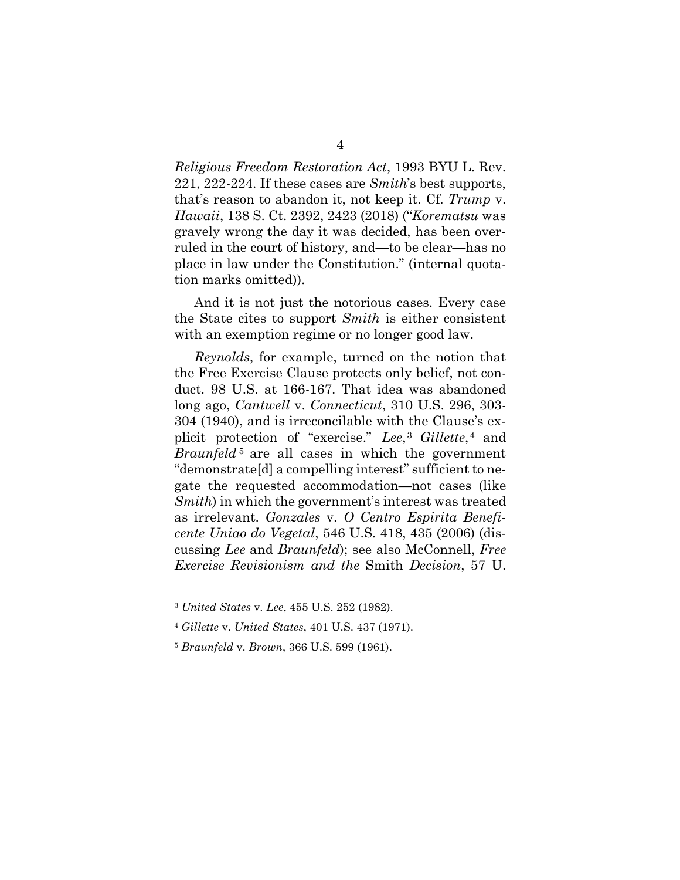*Religious Freedom Restoration Act*, 1993 BYU L. Rev. 221, 222-224. If these cases are *Smith*'s best supports, that's reason to abandon it, not keep it. Cf. *Trump* v. *Hawaii*, 138 S. Ct. 2392, 2423 (2018) ("*Korematsu* was gravely wrong the day it was decided, has been overruled in the court of history, and—to be clear—has no place in law under the Constitution." (internal quotation marks omitted)).

And it is not just the notorious cases. Every case the State cites to support *Smith* is either consistent with an exemption regime or no longer good law.

*Reynolds*, for example, turned on the notion that the Free Exercise Clause protects only belief, not conduct. 98 U.S. at 166-167. That idea was abandoned long ago, *Cantwell* v. *Connecticut*, 310 U.S. 296, 303-304 (1940), and is irreconcilable with the Clause's explicit protection of "exercise." *Lee*,[3] *Gillette*,[4] and *Braunfeld*[5] are all cases in which the government "demonstrate[d] a compelling interest" sufficient to negate the requested accommodation—not cases (like *Smith*) in which the government's interest was treated as irrelevant. *Gonzales* v. *O Centro Espirita Beneficente Uniao do Vegetal*, 546 U.S. 418, 435 (2006) (discussing *Lee* and *Braunfeld*); see also McConnell, *Free Exercise Revisionism and the* Smith *Decision*, 57 U.

---

[3] *United States* v. *Lee*, 455 U.S. 252 (1982).

[4] *Gillette* v. *United States*, 401 U.S. 437 (1971).

[5] *Braunfeld* v. *Brown*, 366 U.S. 599 (1961).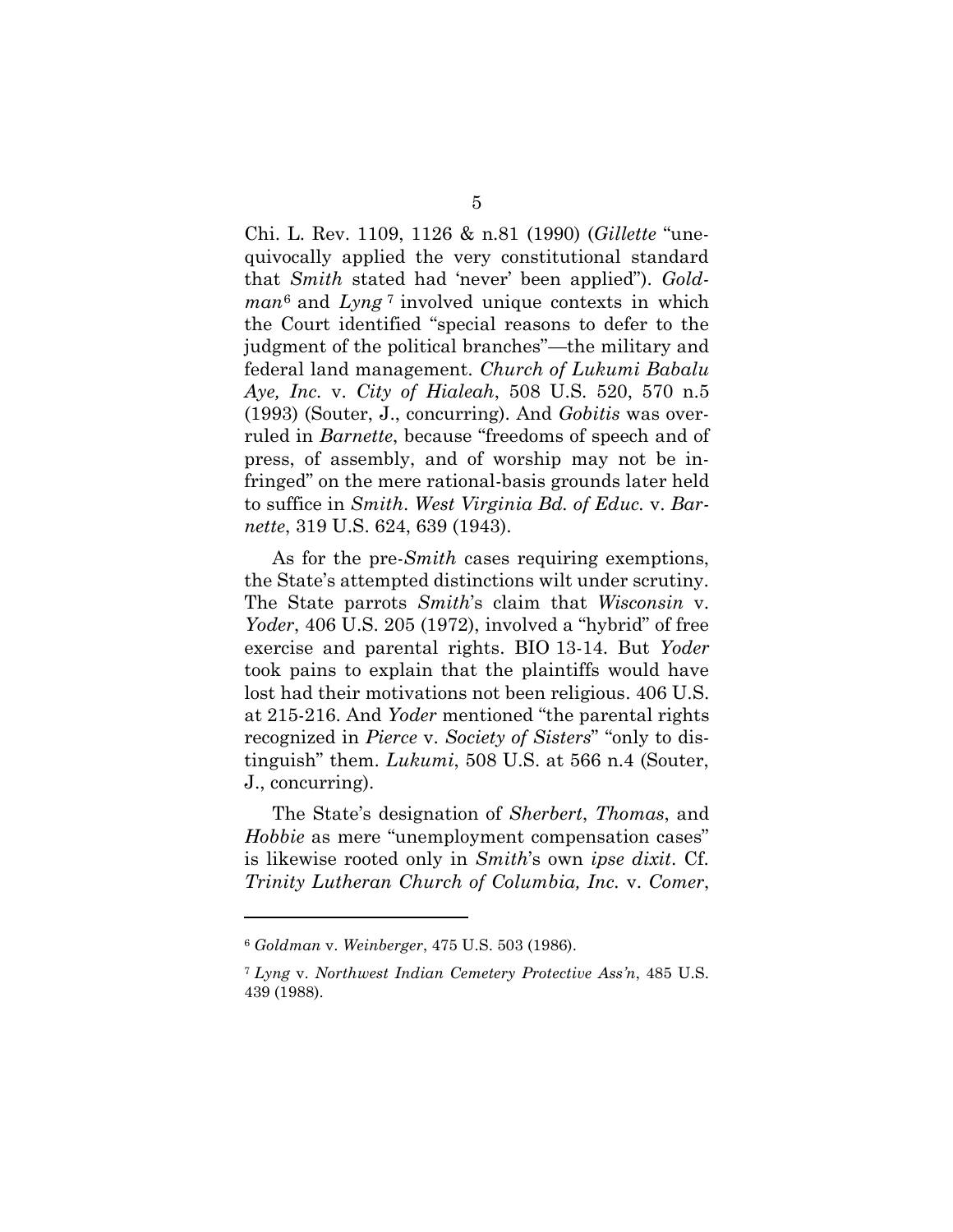Chi. L. Rev. 1109, 1126 & n.81 (1990) (*Gillette* "unequivocally applied the very constitutional standard that *Smith* stated had 'never' been applied"). *Goldman*[6] and *Lyng*[7] involved unique contexts in which the Court identified "special reasons to defer to the judgment of the political branches"—the military and federal land management. *Church of Lukumi Babalu Aye, Inc.* v. *City of Hialeah*, 508 U.S. 520, 570 n.5 (1993) (Souter, J., concurring). And *Gobitis* was overruled in *Barnette*, because "freedoms of speech and of press, of assembly, and of worship may not be infringed" on the mere rational-basis grounds later held to suffice in *Smith*. *West Virginia Bd. of Educ.* v. *Barnette*, 319 U.S. 624, 639 (1943).

As for the pre-*Smith* cases requiring exemptions, the State's attempted distinctions wilt under scrutiny. The State parrots *Smith*'s claim that *Wisconsin* v. *Yoder*, 406 U.S. 205 (1972), involved a "hybrid" of free exercise and parental rights. BIO 13-14. But *Yoder* took pains to explain that the plaintiffs would have lost had their motivations not been religious. 406 U.S. at 215-216. And *Yoder* mentioned "the parental rights recognized in *Pierce* v. *Society of Sisters*" "only to distinguish" them. *Lukumi*, 508 U.S. at 566 n.4 (Souter, J., concurring).

The State's designation of *Sherbert*, *Thomas*, and *Hobbie* as mere "unemployment compensation cases" is likewise rooted only in *Smith*'s own *ipse dixit*. Cf. *Trinity Lutheran Church of Columbia, Inc.* v. *Comer*,

---

[6] *Goldman* v. *Weinberger*, 475 U.S. 503 (1986).

[7] *Lyng* v. *Northwest Indian Cemetery Protective Ass'n*, 485 U.S. 439 (1988).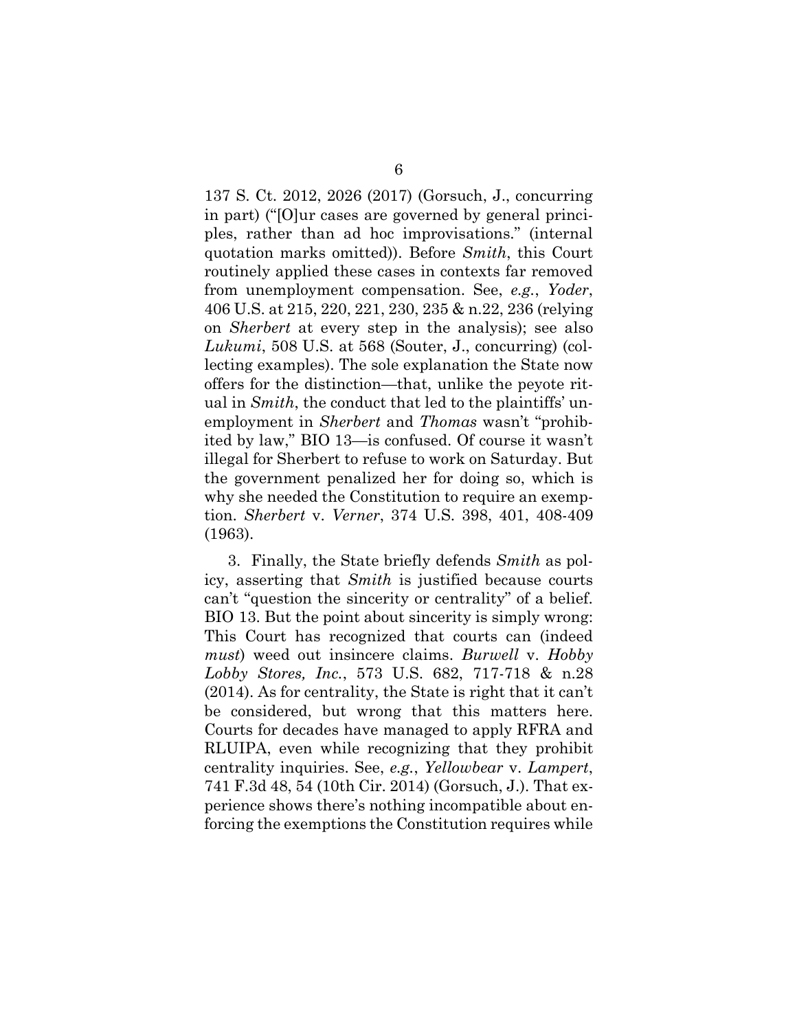137 S. Ct. 2012, 2026 (2017) (Gorsuch, J., concurring in part) ("[O]ur cases are governed by general principles, rather than ad hoc improvisations." (internal quotation marks omitted)). Before *Smith*, this Court routinely applied these cases in contexts far removed from unemployment compensation. See, *e.g.*, *Yoder*, 406 U.S. at 215, 220, 221, 230, 235 & n.22, 236 (relying on *Sherbert* at every step in the analysis); see also *Lukumi*, 508 U.S. at 568 (Souter, J., concurring) (collecting examples). The sole explanation the State now offers for the distinction—that, unlike the peyote ritual in *Smith*, the conduct that led to the plaintiffs' unemployment in *Sherbert* and *Thomas* wasn't "prohibited by law," BIO 13—is confused. Of course it wasn't illegal for Sherbert to refuse to work on Saturday. But the government penalized her for doing so, which is why she needed the Constitution to require an exemption. *Sherbert* v. *Verner*, 374 U.S. 398, 401, 408-409 (1963).

3. Finally, the State briefly defends *Smith* as policy, asserting that *Smith* is justified because courts can't "question the sincerity or centrality" of a belief. BIO 13. But the point about sincerity is simply wrong: This Court has recognized that courts can (indeed *must*) weed out insincere claims. *Burwell* v. *Hobby Lobby Stores, Inc.*, 573 U.S. 682, 717-718 & n.28 (2014). As for centrality, the State is right that it can't be considered, but wrong that this matters here. Courts for decades have managed to apply RFRA and RLUIPA, even while recognizing that they prohibit centrality inquiries. See, *e.g.*, *Yellowbear* v. *Lampert*, 741 F.3d 48, 54 (10th Cir. 2014) (Gorsuch, J.). That experience shows there's nothing incompatible about enforcing the exemptions the Constitution requires while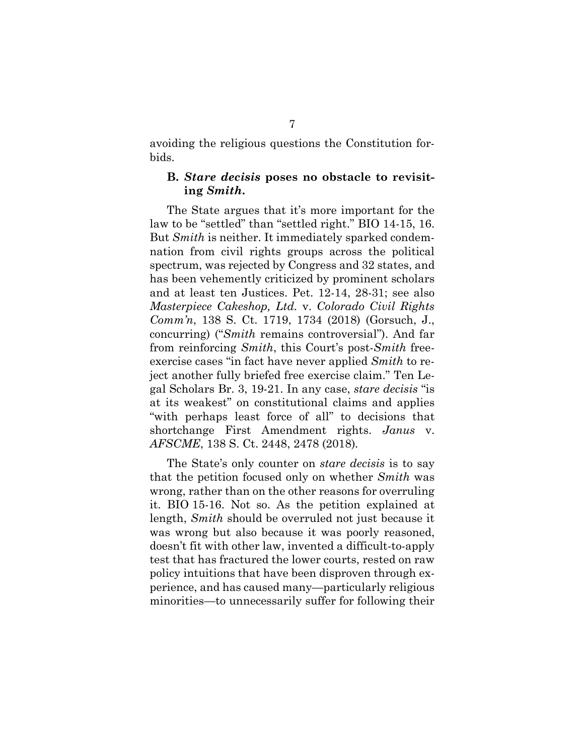avoiding the religious questions the Constitution forbids.

### B. *Stare decisis* poses no obstacle to revisiting *Smith*.

The State argues that it's more important for the law to be "settled" than "settled right." BIO 14-15, 16. But *Smith* is neither. It immediately sparked condemnation from civil rights groups across the political spectrum, was rejected by Congress and 32 states, and has been vehemently criticized by prominent scholars and at least ten Justices. Pet. 12-14, 28-31; see also *Masterpiece Cakeshop, Ltd.* v. *Colorado Civil Rights Comm'n*, 138 S. Ct. 1719, 1734 (2018) (Gorsuch, J., concurring) ("*Smith* remains controversial"). And far from reinforcing *Smith*, this Court's post-*Smith* free-exercise cases "in fact have never applied *Smith* to reject another fully briefed free exercise claim." Ten Legal Scholars Br. 3, 19-21. In any case, *stare decisis* "is at its weakest" on constitutional claims and applies "with perhaps least force of all" to decisions that shortchange First Amendment rights. *Janus* v. *AFSCME*, 138 S. Ct. 2448, 2478 (2018).

The State's only counter on *stare decisis* is to say that the petition focused only on whether *Smith* was wrong, rather than on the other reasons for overruling it. BIO 15-16. Not so. As the petition explained at length, *Smith* should be overruled not just because it was wrong but also because it was poorly reasoned, doesn't fit with other law, invented a difficult-to-apply test that has fractured the lower courts, rested on raw policy intuitions that have been disproven through experience, and has caused many—particularly religious minorities—to unnecessarily suffer for following their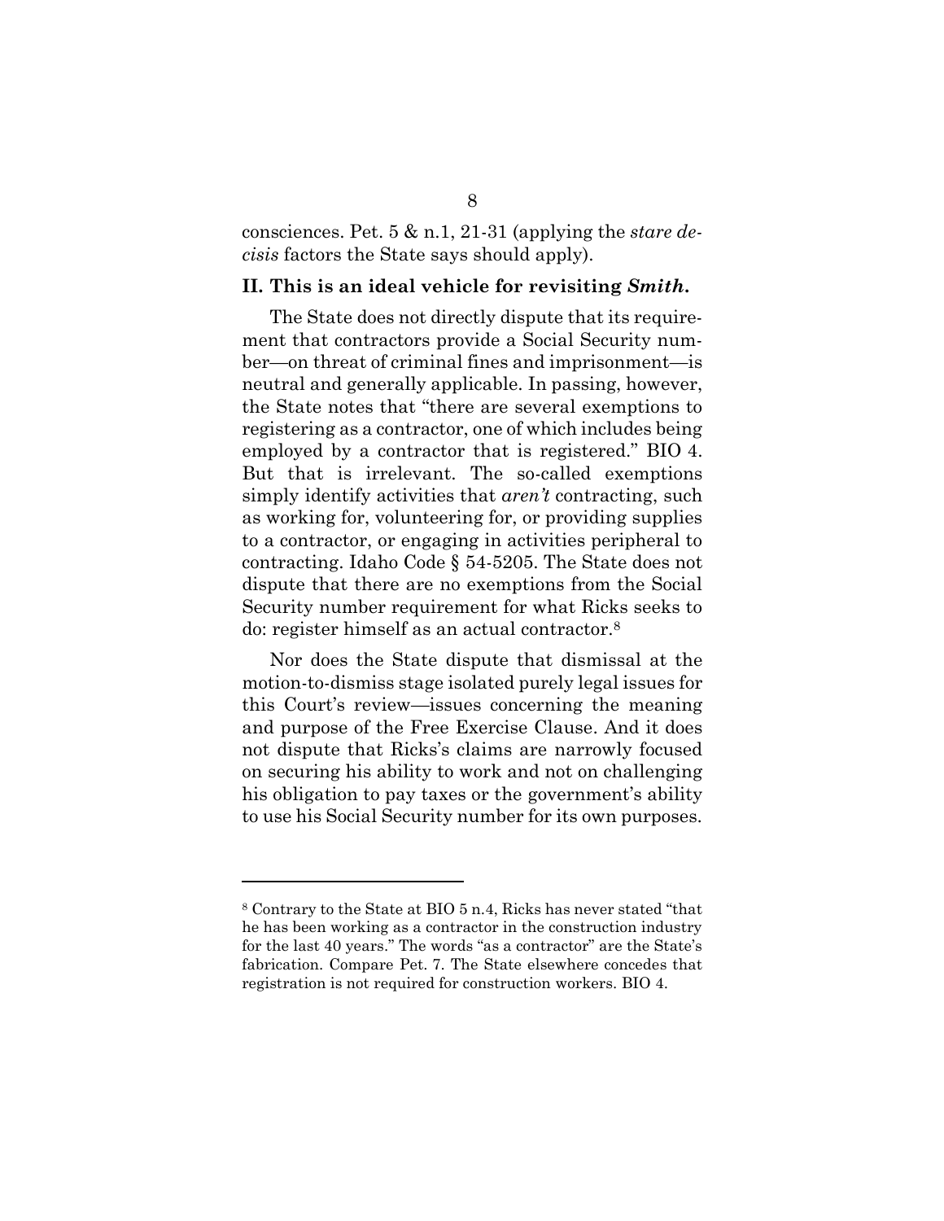consciences. Pet. 5 & n.1, 21-31 (applying the *stare decisis* factors the State says should apply).

## II. This is an ideal vehicle for revisiting *Smith*.

The State does not directly dispute that its requirement that contractors provide a Social Security number—on threat of criminal fines and imprisonment—is neutral and generally applicable. In passing, however, the State notes that "there are several exemptions to registering as a contractor, one of which includes being employed by a contractor that is registered." BIO 4. But that is irrelevant. The so-called exemptions simply identify activities that *aren't* contracting, such as working for, volunteering for, or providing supplies to a contractor, or engaging in activities peripheral to contracting. Idaho Code § 54-5205. The State does not dispute that there are no exemptions from the Social Security number requirement for what Ricks seeks to do: register himself as an actual contractor.[8]

Nor does the State dispute that dismissal at the motion-to-dismiss stage isolated purely legal issues for this Court's review—issues concerning the meaning and purpose of the Free Exercise Clause. And it does not dispute that Ricks's claims are narrowly focused on securing his ability to work and not on challenging his obligation to pay taxes or the government's ability to use his Social Security number for its own purposes.

---

[8] Contrary to the State at BIO 5 n.4, Ricks has never stated "that he has been working as a contractor in the construction industry for the last 40 years." The words "as a contractor" are the State's fabrication. Compare Pet. 7. The State elsewhere concedes that registration is not required for construction workers. BIO 4.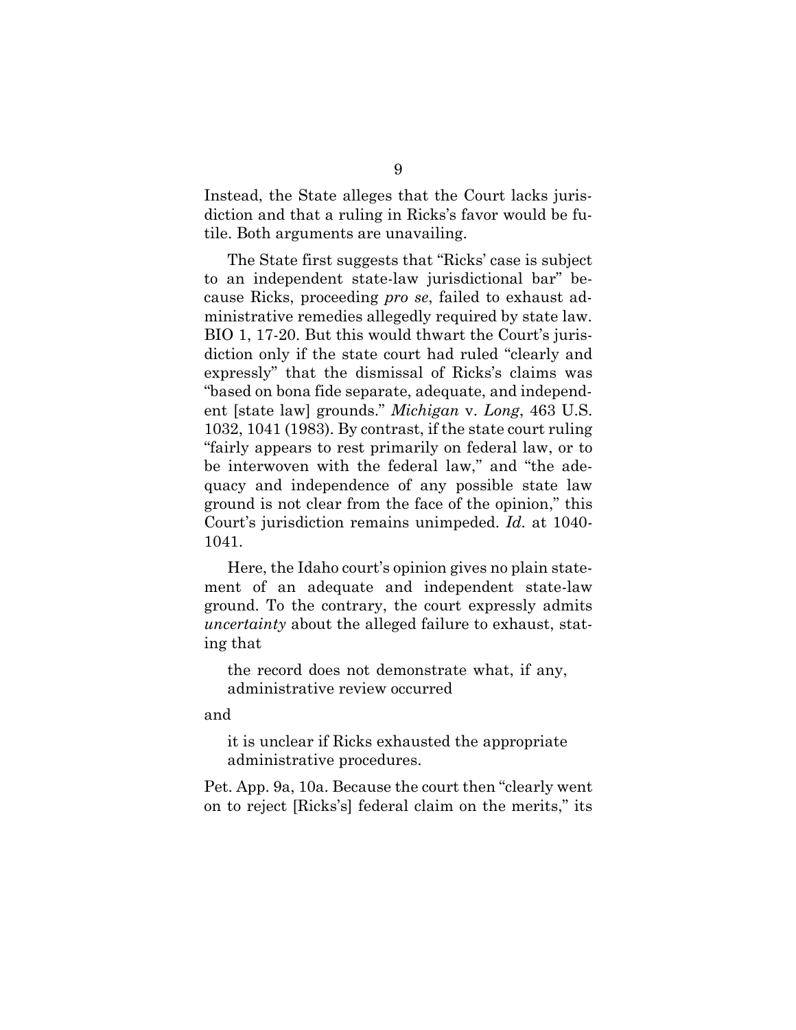Instead, the State alleges that the Court lacks jurisdiction and that a ruling in Ricks's favor would be futile. Both arguments are unavailing.

The State first suggests that "Ricks' case is subject to an independent state-law jurisdictional bar" because Ricks, proceeding *pro se*, failed to exhaust administrative remedies allegedly required by state law. BIO 1, 17-20. But this would thwart the Court's jurisdiction only if the state court had ruled "clearly and expressly" that the dismissal of Ricks's claims was "based on bona fide separate, adequate, and independent [state law] grounds." *Michigan* v. *Long*, 463 U.S. 1032, 1041 (1983). By contrast, if the state court ruling "fairly appears to rest primarily on federal law, or to be interwoven with the federal law," and "the adequacy and independence of any possible state law ground is not clear from the face of the opinion," this Court's jurisdiction remains unimpeded. *Id.* at 1040-1041.

Here, the Idaho court's opinion gives no plain statement of an adequate and independent state-law ground. To the contrary, the court expressly admits *uncertainty* about the alleged failure to exhaust, stating that

> the record does not demonstrate what, if any, administrative review occurred

and

> it is unclear if Ricks exhausted the appropriate administrative procedures.

Pet. App. 9a, 10a. Because the court then "clearly went on to reject [Ricks's] federal claim on the merits," its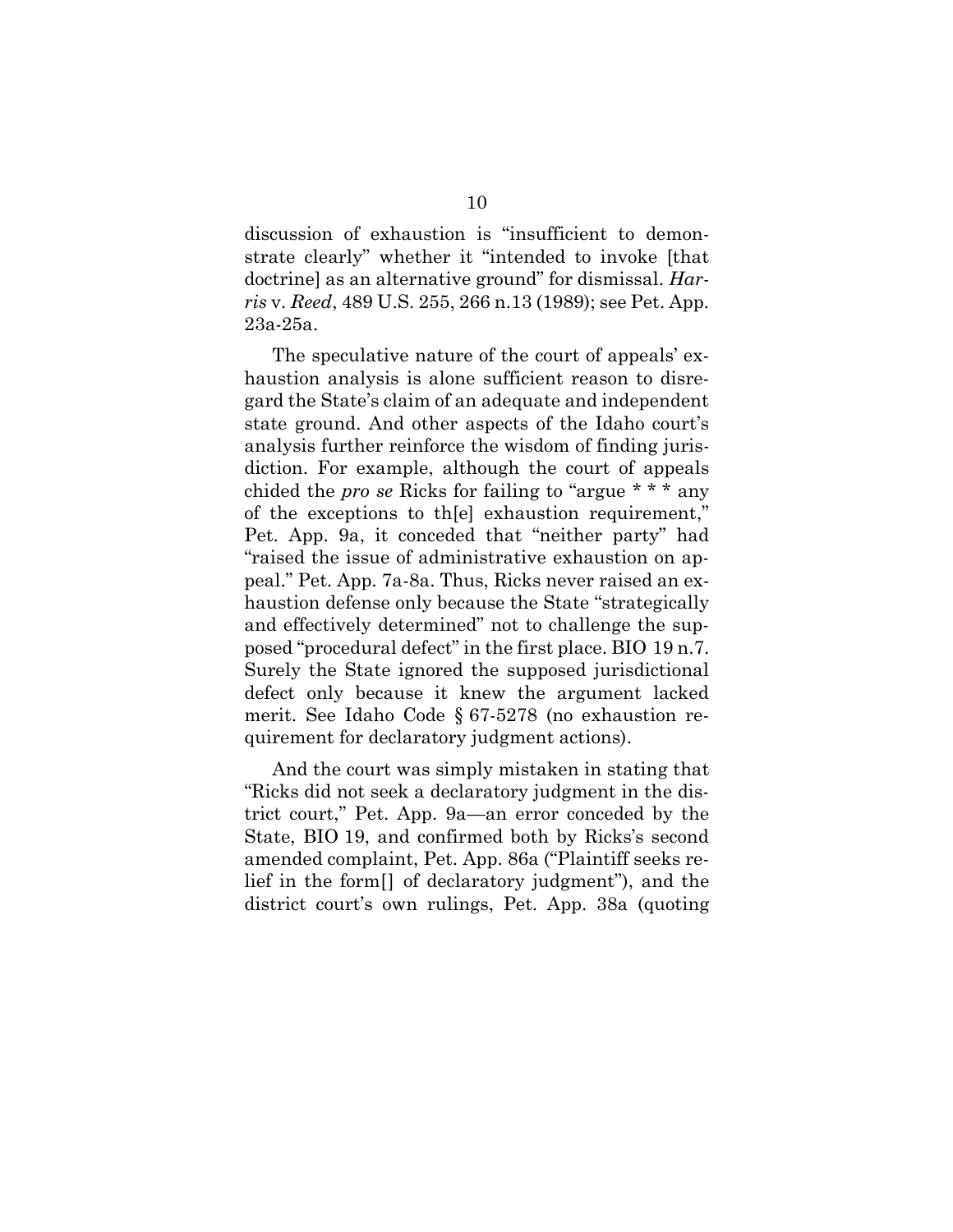discussion of exhaustion is "insufficient to demonstrate clearly" whether it "intended to invoke [that doctrine] as an alternative ground" for dismissal. *Harris* v. *Reed*, 489 U.S. 255, 266 n.13 (1989); see Pet. App. 23a-25a.

The speculative nature of the court of appeals' exhaustion analysis is alone sufficient reason to disregard the State's claim of an adequate and independent state ground. And other aspects of the Idaho court's analysis further reinforce the wisdom of finding jurisdiction. For example, although the court of appeals chided the *pro se* Ricks for failing to "argue * * * any of the exceptions to th[e] exhaustion requirement," Pet. App. 9a, it conceded that "neither party" had "raised the issue of administrative exhaustion on appeal." Pet. App. 7a-8a. Thus, Ricks never raised an exhaustion defense only because the State "strategically and effectively determined" not to challenge the supposed "procedural defect" in the first place. BIO 19 n.7. Surely the State ignored the supposed jurisdictional defect only because it knew the argument lacked merit. See Idaho Code § 67-5278 (no exhaustion requirement for declaratory judgment actions).

And the court was simply mistaken in stating that "Ricks did not seek a declaratory judgment in the district court," Pet. App. 9a—an error conceded by the State, BIO 19, and confirmed both by Ricks's second amended complaint, Pet. App. 86a ("Plaintiff seeks relief in the form[] of declaratory judgment"), and the district court's own rulings, Pet. App. 38a (quoting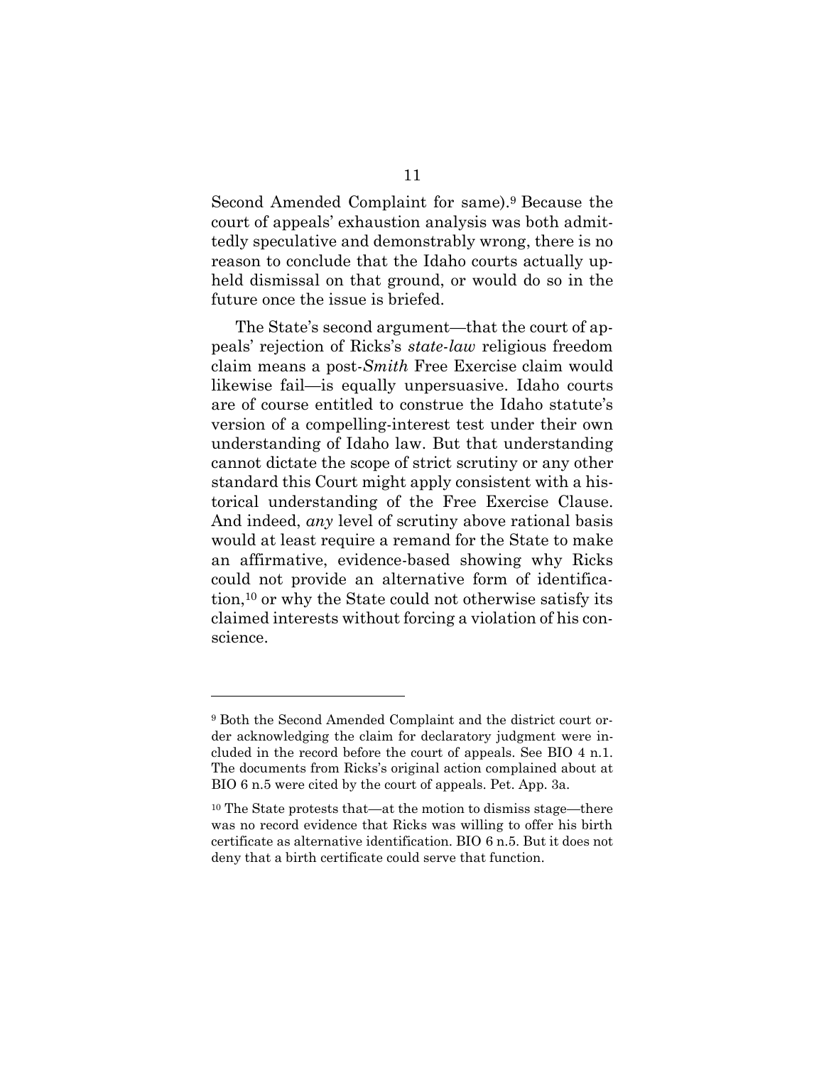Second Amended Complaint for same).[9] Because the court of appeals' exhaustion analysis was both admittedly speculative and demonstrably wrong, there is no reason to conclude that the Idaho courts actually upheld dismissal on that ground, or would do so in the future once the issue is briefed.

The State's second argument—that the court of appeals' rejection of Ricks's *state-law* religious freedom claim means a post-*Smith* Free Exercise claim would likewise fail—is equally unpersuasive. Idaho courts are of course entitled to construe the Idaho statute's version of a compelling-interest test under their own understanding of Idaho law. But that understanding cannot dictate the scope of strict scrutiny or any other standard this Court might apply consistent with a historical understanding of the Free Exercise Clause. And indeed, *any* level of scrutiny above rational basis would at least require a remand for the State to make an affirmative, evidence-based showing why Ricks could not provide an alternative form of identification,[10] or why the State could not otherwise satisfy its claimed interests without forcing a violation of his conscience.

---

[9] Both the Second Amended Complaint and the district court order acknowledging the claim for declaratory judgment were included in the record before the court of appeals. See BIO 4 n.1. The documents from Ricks's original action complained about at BIO 6 n.5 were cited by the court of appeals. Pet. App. 3a.

[10] The State protests that—at the motion to dismiss stage—there was no record evidence that Ricks was willing to offer his birth certificate as alternative identification. BIO 6 n.5. But it does not deny that a birth certificate could serve that function.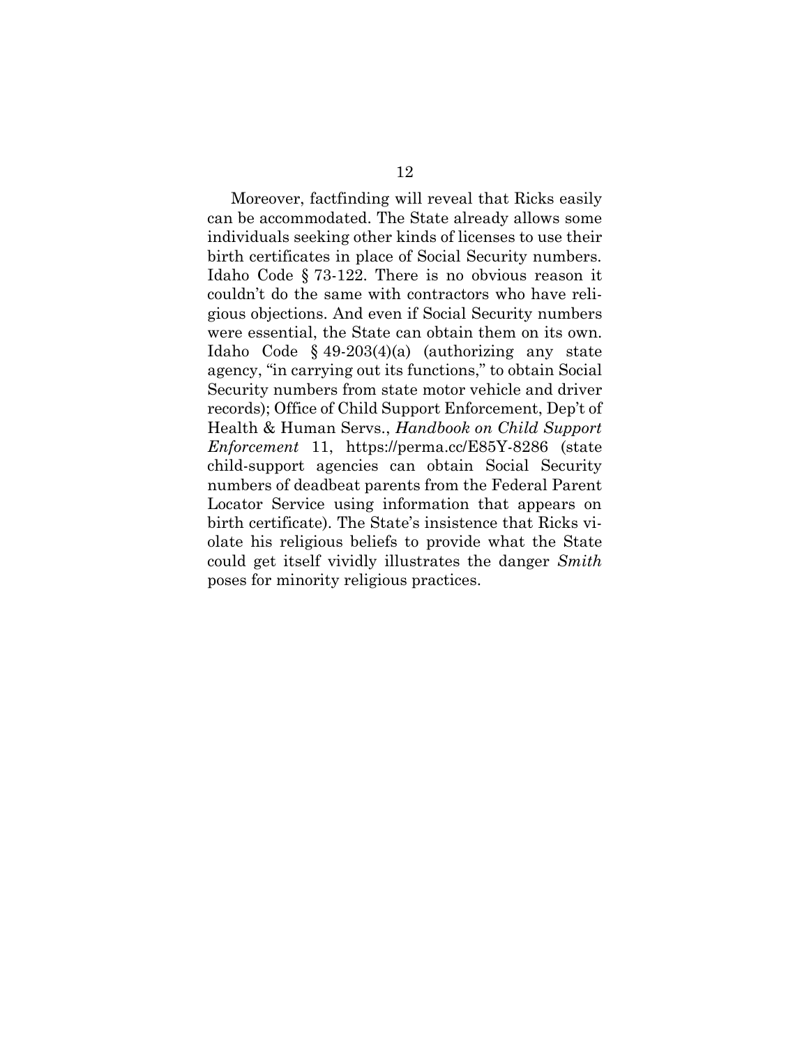Moreover, factfinding will reveal that Ricks easily can be accommodated. The State already allows some individuals seeking other kinds of licenses to use their birth certificates in place of Social Security numbers. Idaho Code § 73-122. There is no obvious reason it couldn't do the same with contractors who have religious objections. And even if Social Security numbers were essential, the State can obtain them on its own. Idaho Code § 49-203(4)(a) (authorizing any state agency, "in carrying out its functions," to obtain Social Security numbers from state motor vehicle and driver records); Office of Child Support Enforcement, Dep't of Health & Human Servs., *Handbook on Child Support Enforcement* 11, https://perma.cc/E85Y-8286 (state child-support agencies can obtain Social Security numbers of deadbeat parents from the Federal Parent Locator Service using information that appears on birth certificate). The State's insistence that Ricks violate his religious beliefs to provide what the State could get itself vividly illustrates the danger *Smith* poses for minority religious practices.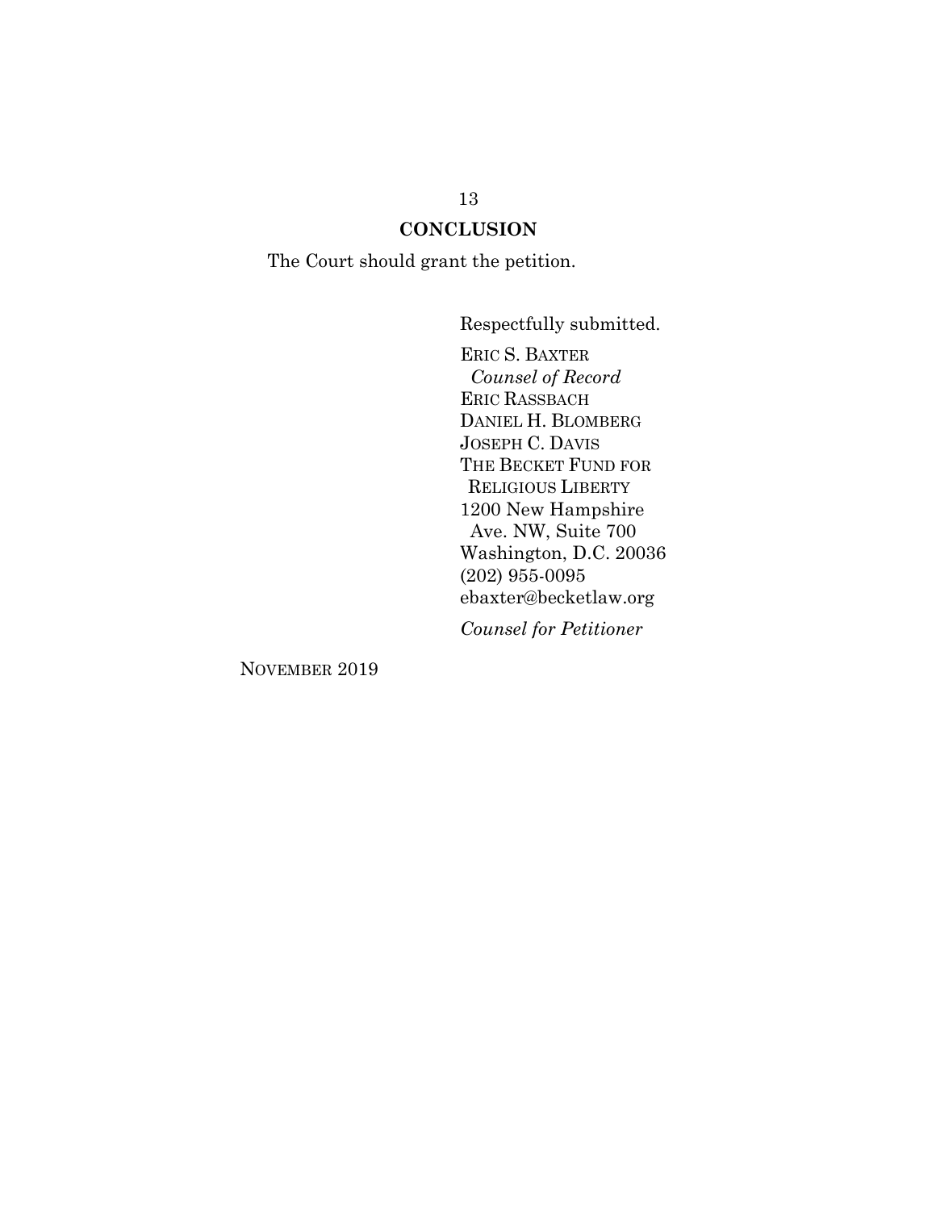## CONCLUSION

The Court should grant the petition.

Respectfully submitted.

ERIC S. BAXTER
*Counsel of Record*
ERIC RASSBACH
DANIEL H. BLOMBERG
JOSEPH C. DAVIS
THE BECKET FUND FOR RELIGIOUS LIBERTY
1200 New Hampshire Ave. NW, Suite 700
Washington, D.C. 20036
(202) 955-0095
ebaxter@becketlaw.org

*Counsel for Petitioner*

NOVEMBER 2019